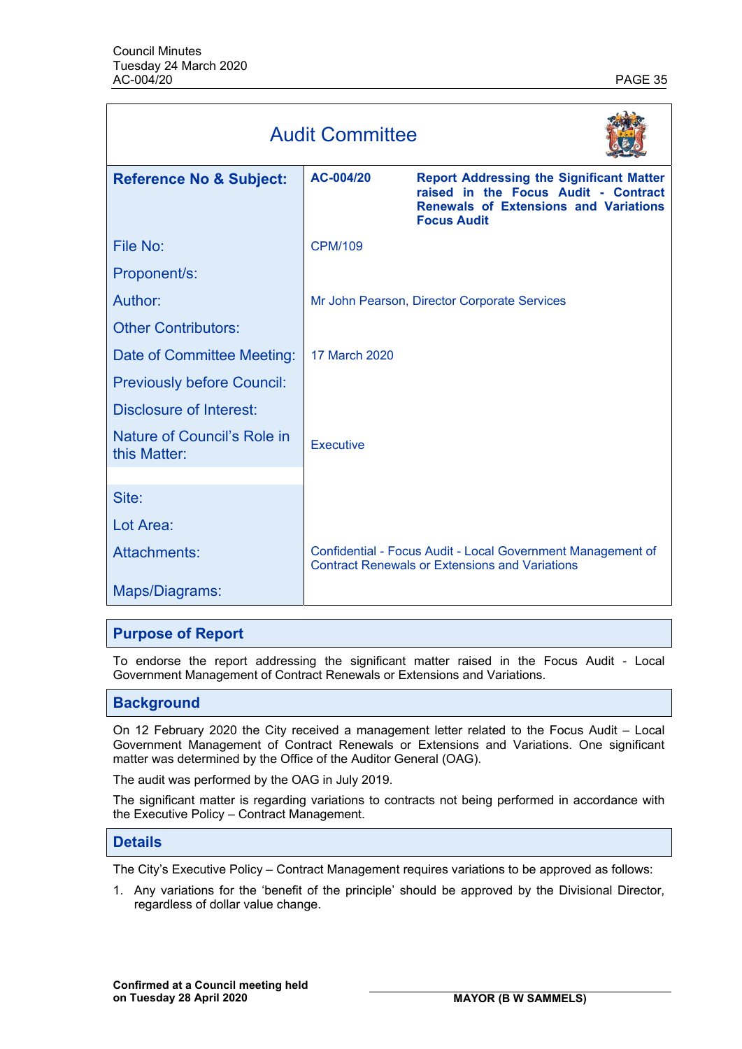# Audit Committee

| | | |
|---|---|---|
| **Reference No & Subject:** | **AC-004/20** | **Report Addressing the Significant Matter raised in the Focus Audit - Contract Renewals of Extensions and Variations Focus Audit** |
| File No: | CPM/109 | |
| Proponent/s: | | |
| Author: | Mr John Pearson, Director Corporate Services | |
| Other Contributors: | | |
| Date of Committee Meeting: | 17 March 2020 | |
| Previously before Council: | | |
| Disclosure of Interest: | | |
| Nature of Council's Role in this Matter: | Executive | |
| Site: | | |
| Lot Area: | | |
| Attachments: | Confidential - Focus Audit - Local Government Management of Contract Renewals or Extensions and Variations | |
| Maps/Diagrams: | | |

## Purpose of Report

To endorse the report addressing the significant matter raised in the Focus Audit - Local Government Management of Contract Renewals or Extensions and Variations.

## Background

On 12 February 2020 the City received a management letter related to the Focus Audit – Local Government Management of Contract Renewals or Extensions and Variations. One significant matter was determined by the Office of the Auditor General (OAG).

The audit was performed by the OAG in July 2019.

The significant matter is regarding variations to contracts not being performed in accordance with the Executive Policy – Contract Management.

## Details

The City's Executive Policy – Contract Management requires variations to be approved as follows:

1. Any variations for the 'benefit of the principle' should be approved by the Divisional Director, regardless of dollar value change.

**Confirmed at a Council meeting held on Tuesday 28 April 2020**

**MAYOR (B W SAMMELS)**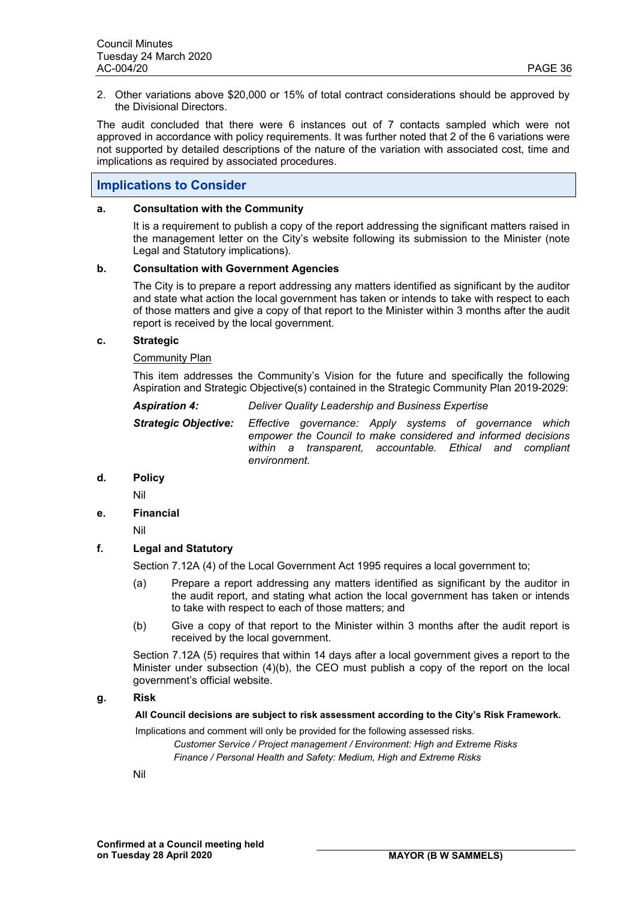2. Other variations above $20,000 or 15% of total contract considerations should be approved by the Divisional Directors.

The audit concluded that there were 6 instances out of 7 contacts sampled which were not approved in accordance with policy requirements. It was further noted that 2 of the 6 variations were not supported by detailed descriptions of the nature of the variation with associated cost, time and implications as required by associated procedures.

## Implications to Consider

**a. Consultation with the Community**

It is a requirement to publish a copy of the report addressing the significant matters raised in the management letter on the City's website following its submission to the Minister (note Legal and Statutory implications).

**b. Consultation with Government Agencies**

The City is to prepare a report addressing any matters identified as significant by the auditor and state what action the local government has taken or intends to take with respect to each of those matters and give a copy of that report to the Minister within 3 months after the audit report is received by the local government.

**c. Strategic**

Community Plan

This item addresses the Community's Vision for the future and specifically the following Aspiration and Strategic Objective(s) contained in the Strategic Community Plan 2019-2029:

***Aspiration 4:*** *Deliver Quality Leadership and Business Expertise*

***Strategic Objective:*** *Effective governance: Apply systems of governance which empower the Council to make considered and informed decisions within a transparent, accountable. Ethical and compliant environment.*

**d. Policy**

Nil

**e. Financial**

Nil

**f. Legal and Statutory**

Section 7.12A (4) of the Local Government Act 1995 requires a local government to;

(a) Prepare a report addressing any matters identified as significant by the auditor in the audit report, and stating what action the local government has taken or intends to take with respect to each of those matters; and

(b) Give a copy of that report to the Minister within 3 months after the audit report is received by the local government.

Section 7.12A (5) requires that within 14 days after a local government gives a report to the Minister under subsection (4)(b), the CEO must publish a copy of the report on the local government's official website.

**g. Risk**

**All Council decisions are subject to risk assessment according to the City's Risk Framework.**

Implications and comment will only be provided for the following assessed risks.

*Customer Service / Project management / Environment: High and Extreme Risks*
*Finance / Personal Health and Safety: Medium, High and Extreme Risks*

Nil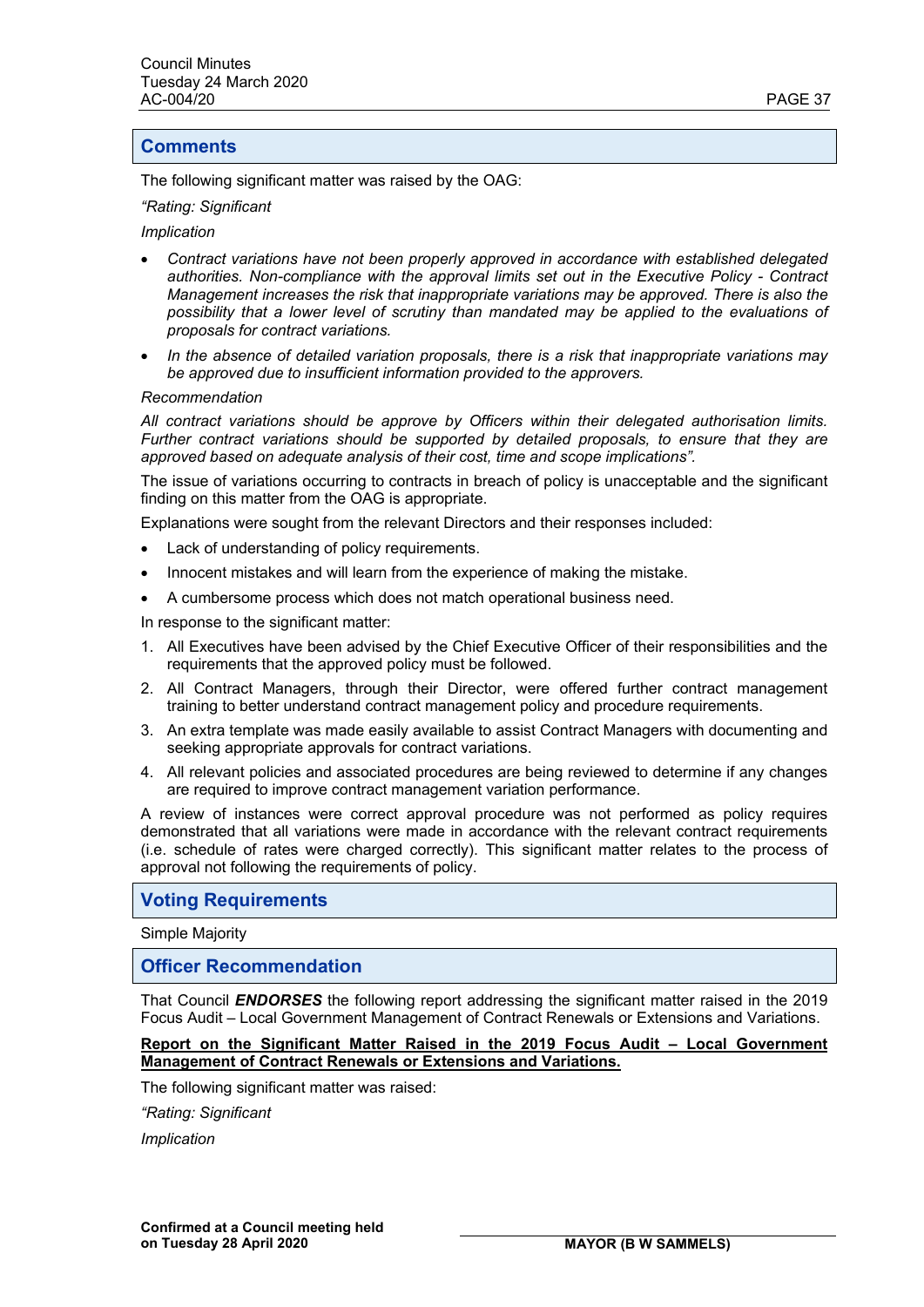## Comments

The following significant matter was raised by the OAG:

*"Rating: Significant*

*Implication*

- *Contract variations have not been properly approved in accordance with established delegated authorities. Non-compliance with the approval limits set out in the Executive Policy - Contract Management increases the risk that inappropriate variations may be approved. There is also the possibility that a lower level of scrutiny than mandated may be applied to the evaluations of proposals for contract variations.*
- *In the absence of detailed variation proposals, there is a risk that inappropriate variations may be approved due to insufficient information provided to the approvers.*

*Recommendation*

*All contract variations should be approve by Officers within their delegated authorisation limits. Further contract variations should be supported by detailed proposals, to ensure that they are approved based on adequate analysis of their cost, time and scope implications".*

The issue of variations occurring to contracts in breach of policy is unacceptable and the significant finding on this matter from the OAG is appropriate.

Explanations were sought from the relevant Directors and their responses included:

- Lack of understanding of policy requirements.
- Innocent mistakes and will learn from the experience of making the mistake.
- A cumbersome process which does not match operational business need.

In response to the significant matter:

1. All Executives have been advised by the Chief Executive Officer of their responsibilities and the requirements that the approved policy must be followed.
2. All Contract Managers, through their Director, were offered further contract management training to better understand contract management policy and procedure requirements.
3. An extra template was made easily available to assist Contract Managers with documenting and seeking appropriate approvals for contract variations.
4. All relevant policies and associated procedures are being reviewed to determine if any changes are required to improve contract management variation performance.

A review of instances were correct approval procedure was not performed as policy requires demonstrated that all variations were made in accordance with the relevant contract requirements (i.e. schedule of rates were charged correctly). This significant matter relates to the process of approval not following the requirements of policy.

## Voting Requirements

Simple Majority

## Officer Recommendation

That Council ***ENDORSES*** the following report addressing the significant matter raised in the 2019 Focus Audit – Local Government Management of Contract Renewals or Extensions and Variations.

**Report on the Significant Matter Raised in the 2019 Focus Audit – Local Government Management of Contract Renewals or Extensions and Variations.**

The following significant matter was raised:

*"Rating: Significant*

*Implication*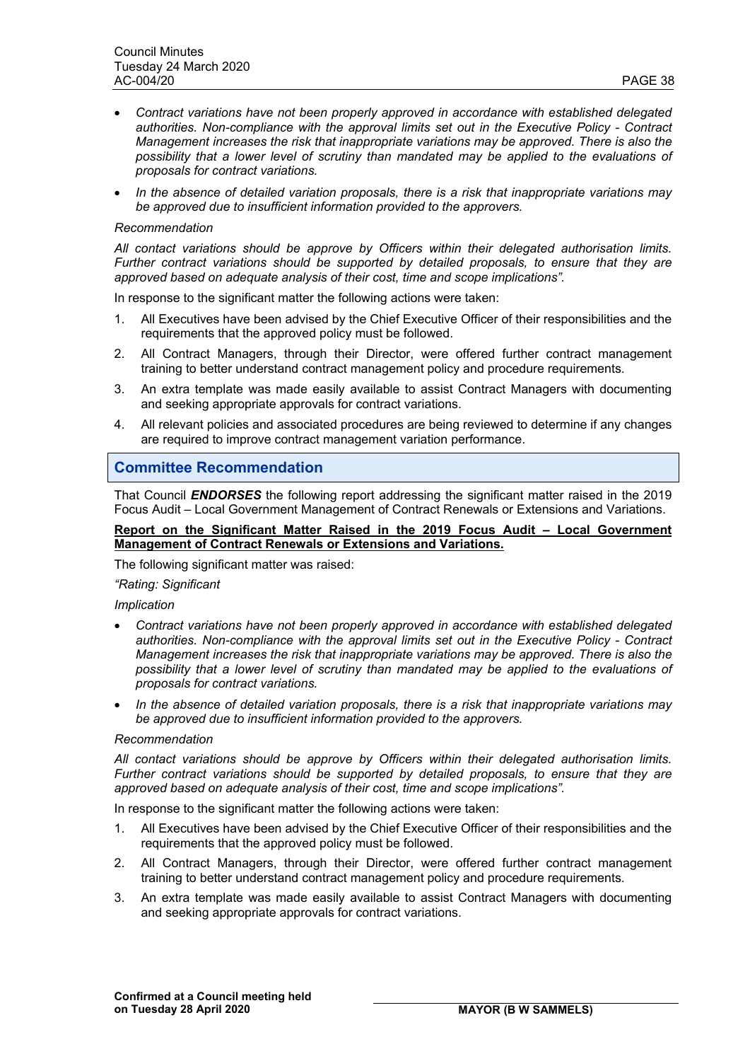- *Contract variations have not been properly approved in accordance with established delegated authorities. Non-compliance with the approval limits set out in the Executive Policy - Contract Management increases the risk that inappropriate variations may be approved. There is also the possibility that a lower level of scrutiny than mandated may be applied to the evaluations of proposals for contract variations.*
- *In the absence of detailed variation proposals, there is a risk that inappropriate variations may be approved due to insufficient information provided to the approvers.*

*Recommendation*

*All contact variations should be approve by Officers within their delegated authorisation limits. Further contract variations should be supported by detailed proposals, to ensure that they are approved based on adequate analysis of their cost, time and scope implications".*

In response to the significant matter the following actions were taken:

1. All Executives have been advised by the Chief Executive Officer of their responsibilities and the requirements that the approved policy must be followed.
2. All Contract Managers, through their Director, were offered further contract management training to better understand contract management policy and procedure requirements.
3. An extra template was made easily available to assist Contract Managers with documenting and seeking appropriate approvals for contract variations.
4. All relevant policies and associated procedures are being reviewed to determine if any changes are required to improve contract management variation performance.

## Committee Recommendation

That Council ***ENDORSES*** the following report addressing the significant matter raised in the 2019 Focus Audit – Local Government Management of Contract Renewals or Extensions and Variations.

**Report on the Significant Matter Raised in the 2019 Focus Audit – Local Government Management of Contract Renewals or Extensions and Variations.**

The following significant matter was raised:

*"Rating: Significant*

*Implication*

- *Contract variations have not been properly approved in accordance with established delegated authorities. Non-compliance with the approval limits set out in the Executive Policy - Contract Management increases the risk that inappropriate variations may be approved. There is also the possibility that a lower level of scrutiny than mandated may be applied to the evaluations of proposals for contract variations.*
- *In the absence of detailed variation proposals, there is a risk that inappropriate variations may be approved due to insufficient information provided to the approvers.*

*Recommendation*

*All contact variations should be approve by Officers within their delegated authorisation limits. Further contract variations should be supported by detailed proposals, to ensure that they are approved based on adequate analysis of their cost, time and scope implications".*

In response to the significant matter the following actions were taken:

1. All Executives have been advised by the Chief Executive Officer of their responsibilities and the requirements that the approved policy must be followed.
2. All Contract Managers, through their Director, were offered further contract management training to better understand contract management policy and procedure requirements.
3. An extra template was made easily available to assist Contract Managers with documenting and seeking appropriate approvals for contract variations.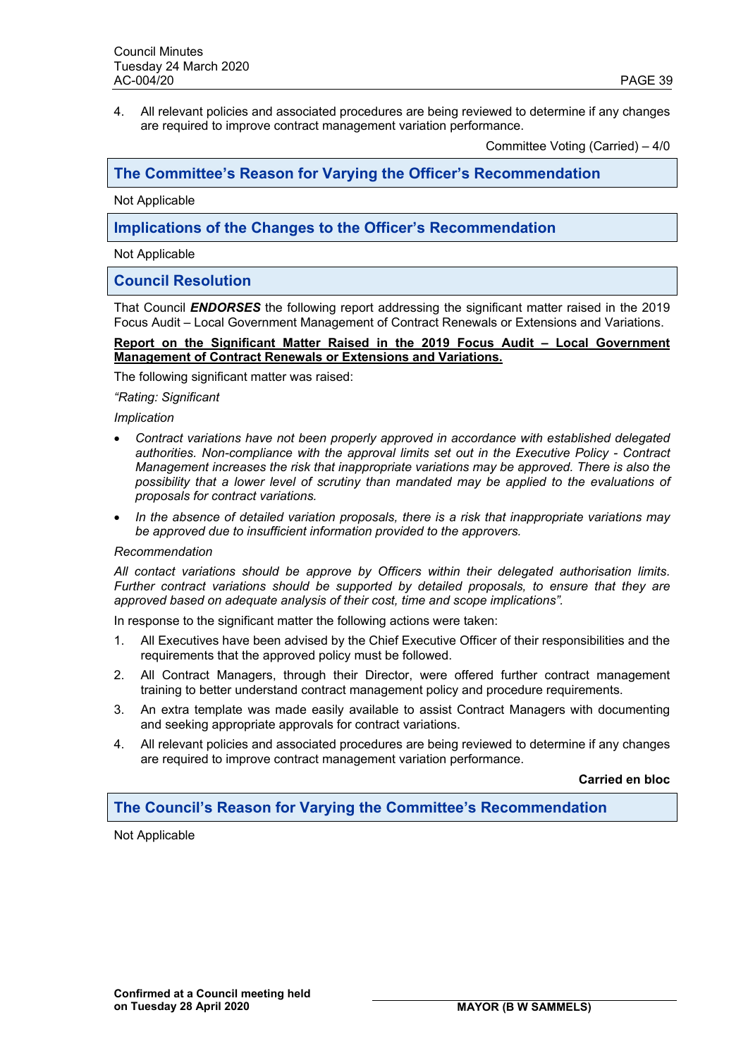4. All relevant policies and associated procedures are being reviewed to determine if any changes are required to improve contract management variation performance.

Committee Voting (Carried) – 4/0

## The Committee's Reason for Varying the Officer's Recommendation

Not Applicable

## Implications of the Changes to the Officer's Recommendation

Not Applicable

## Council Resolution

That Council ***ENDORSES*** the following report addressing the significant matter raised in the 2019 Focus Audit – Local Government Management of Contract Renewals or Extensions and Variations.

**Report on the Significant Matter Raised in the 2019 Focus Audit – Local Government Management of Contract Renewals or Extensions and Variations.**

The following significant matter was raised:

*"Rating: Significant*

*Implication*

- *Contract variations have not been properly approved in accordance with established delegated authorities. Non-compliance with the approval limits set out in the Executive Policy - Contract Management increases the risk that inappropriate variations may be approved. There is also the possibility that a lower level of scrutiny than mandated may be applied to the evaluations of proposals for contract variations.*
- *In the absence of detailed variation proposals, there is a risk that inappropriate variations may be approved due to insufficient information provided to the approvers.*

*Recommendation*

*All contact variations should be approve by Officers within their delegated authorisation limits. Further contract variations should be supported by detailed proposals, to ensure that they are approved based on adequate analysis of their cost, time and scope implications".*

In response to the significant matter the following actions were taken:

1. All Executives have been advised by the Chief Executive Officer of their responsibilities and the requirements that the approved policy must be followed.
2. All Contract Managers, through their Director, were offered further contract management training to better understand contract management policy and procedure requirements.
3. An extra template was made easily available to assist Contract Managers with documenting and seeking appropriate approvals for contract variations.
4. All relevant policies and associated procedures are being reviewed to determine if any changes are required to improve contract management variation performance.

**Carried en bloc**

## The Council's Reason for Varying the Committee's Recommendation

Not Applicable

**Confirmed at a Council meeting held on Tuesday 28 April 2020**

**MAYOR (B W SAMMELS)**